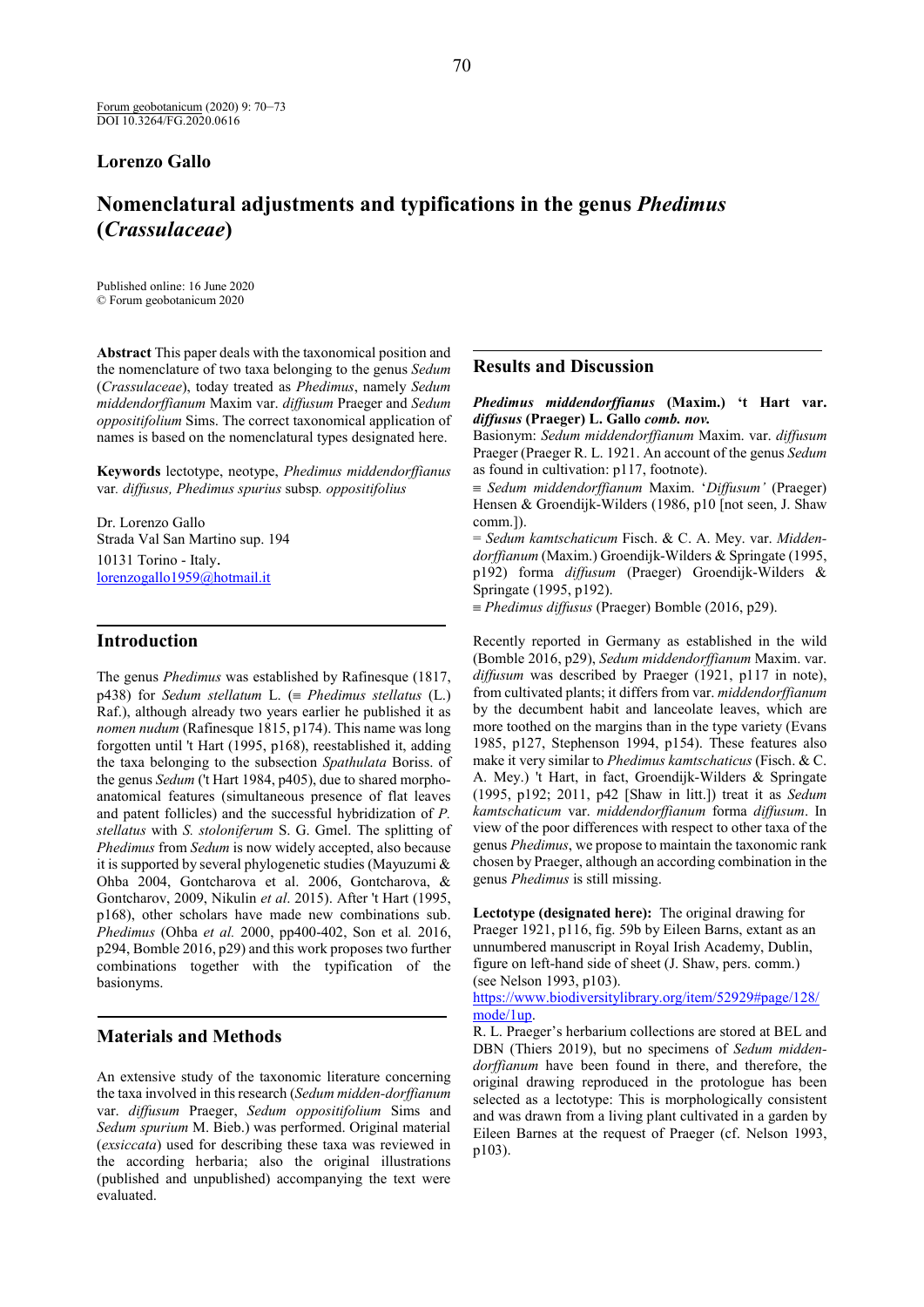Forum geobotanicum (2020) 9: 70–73
DOI 10.3264/FG.2020.0616

**Lorenzo Gallo**

# Nomenclatural adjustments and typifications in the genus *Phedimus* (*Crassulaceae*)

Published online: 16 June 2020
© Forum geobotanicum 2020

**Abstract** This paper deals with the taxonomical position and the nomenclature of two taxa belonging to the genus *Sedum* (*Crassulaceae*), today treated as *Phedimus*, namely *Sedum middendorffianum* Maxim var. *diffusum* Praeger and *Sedum oppositifolium* Sims. The correct taxonomical application of names is based on the nomenclatural types designated here.

**Keywords** lectotype, neotype, *Phedimus middendorffianus* var. *diffusus, Phedimus spurius* subsp. *oppositifolius*

Dr. Lorenzo Gallo
Strada Val San Martino sup. 194
10131 Torino - Italy.
lorenzogallo1959@hotmail.it

## Introduction

The genus *Phedimus* was established by Rafinesque (1817, p438) for *Sedum stellatum* L. (≡ *Phedimus stellatus* (L.) Raf.), although already two years earlier he published it as *nomen nudum* (Rafinesque 1815, p174). This name was long forgotten until 't Hart (1995, p168), reestablished it, adding the taxa belonging to the subsection *Spathulata* Boriss. of the genus *Sedum* ('t Hart 1984, p405), due to shared morpho-anatomical features (simultaneous presence of flat leaves and patent follicles) and the successful hybridization of *P. stellatus* with *S. stoloniferum* S. G. Gmel. The splitting of *Phedimus* from *Sedum* is now widely accepted, also because it is supported by several phylogenetic studies (Mayuzumi & Ohba 2004, Gontcharova et al. 2006, Gontcharova, & Gontcharov, 2009, Nikulin *et al*. 2015). After 't Hart (1995, p168), other scholars have made new combinations sub. *Phedimus* (Ohba *et al.* 2000, pp400-402, Son et al*.* 2016, p294, Bomble 2016, p29) and this work proposes two further combinations together with the typification of the basionyms.

## Materials and Methods

An extensive study of the taxonomic literature concerning the taxa involved in this research (*Sedum midden-dorffianum* var. *diffusum* Praeger, *Sedum oppositifolium* Sims and *Sedum spurium* M. Bieb.) was performed. Original material (*exsiccata*) used for describing these taxa was reviewed in the according herbaria; also the original illustrations (published and unpublished) accompanying the text were evaluated.

## Results and Discussion

***Phedimus middendorffianus* (Maxim.) 't Hart var. *diffusus* (Praeger) L. Gallo *comb. nov.***

Basionym: *Sedum middendorffianum* Maxim. var. *diffusum* Praeger (Praeger R. L. 1921. An account of the genus *Sedum* as found in cultivation: p117, footnote).

≡ *Sedum middendorffianum* Maxim. '*Diffusum'* (Praeger) Hensen & Groendijk-Wilders (1986, p10 [not seen, J. Shaw comm.]).

= *Sedum kamtschaticum* Fisch. & C. A. Mey. var. *Middendorffianum* (Maxim.) Groendijk-Wilders & Springate (1995, p192) forma *diffusum* (Praeger) Groendijk-Wilders & Springate (1995, p192).

≡ *Phedimus diffusus* (Praeger) Bomble (2016, p29).

Recently reported in Germany as established in the wild (Bomble 2016, p29), *Sedum middendorffianum* Maxim. var. *diffusum* was described by Praeger (1921, p117 in note), from cultivated plants; it differs from var. *middendorffianum* by the decumbent habit and lanceolate leaves, which are more toothed on the margins than in the type variety (Evans 1985, p127, Stephenson 1994, p154). These features also make it very similar to *Phedimus kamtschaticus* (Fisch. & C. A. Mey.) 't Hart, in fact, Groendijk-Wilders & Springate (1995, p192; 2011, p42 [Shaw in litt.]) treat it as *Sedum kamtschaticum* var. *middendorffianum* forma *diffusum*. In view of the poor differences with respect to other taxa of the genus *Phedimus*, we propose to maintain the taxonomic rank chosen by Praeger, although an according combination in the genus *Phedimus* is still missing.

**Lectotype (designated here):** The original drawing for Praeger 1921, p116, fig. 59b by Eileen Barns, extant as an unnumbered manuscript in Royal Irish Academy, Dublin, figure on left-hand side of sheet (J. Shaw, pers. comm.) (see Nelson 1993, p103).
https://www.biodiversitylibrary.org/item/52929#page/128/mode/1up.

R. L. Praeger's herbarium collections are stored at BEL and DBN (Thiers 2019), but no specimens of *Sedum middendorffianum* have been found in there, and therefore, the original drawing reproduced in the protologue has been selected as a lectotype: This is morphologically consistent and was drawn from a living plant cultivated in a garden by Eileen Barnes at the request of Praeger (cf. Nelson 1993, p103).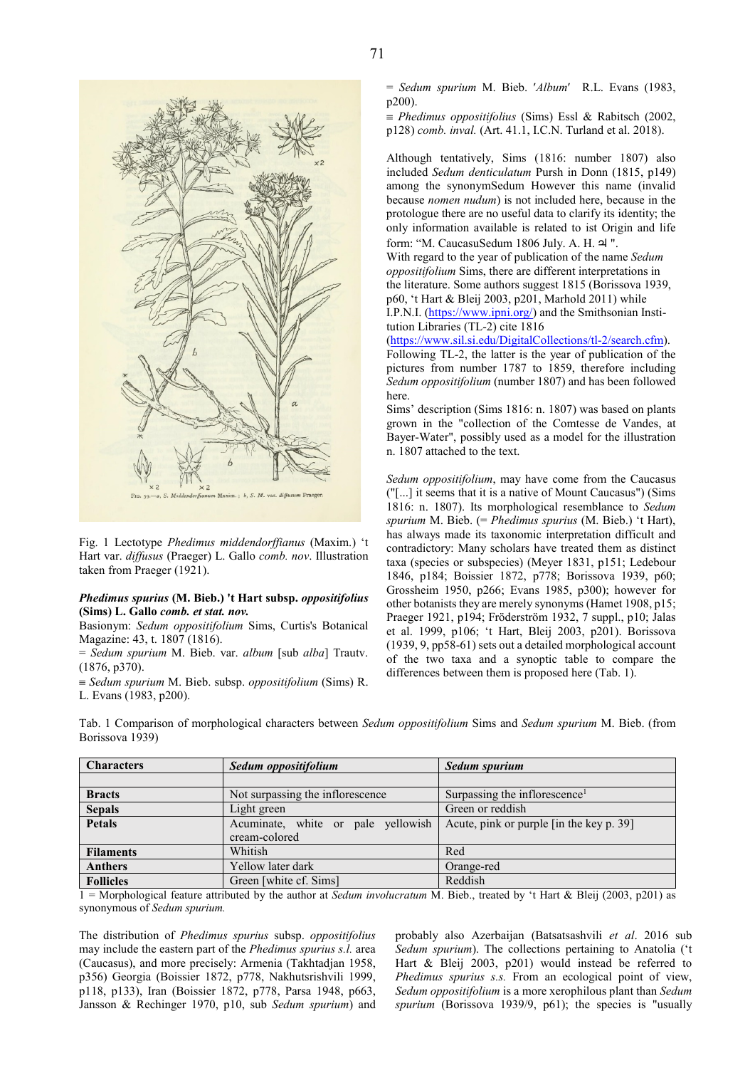Fig. 1 Lectotype *Phedimus middendorffianus* (Maxim.) 't Hart var. *diffusus* (Praeger) L. Gallo *comb. nov*. Illustration taken from Praeger (1921).

***Phedimus spurius* (M. Bieb.) 't Hart subsp. *oppositifolius* (Sims) L. Gallo *comb. et stat. nov.***

Basionym: *Sedum oppositifolium* Sims, Curtis's Botanical Magazine: 43, t. 1807 (1816).

= *Sedum spurium* M. Bieb. var. *album* [sub *alba*] Trautv. (1876, p370).

≡ *Sedum spurium* M. Bieb. subsp. *oppositifolium* (Sims) R. L. Evans (1983, p200).

= *Sedum spurium* M. Bieb. *'Album'* R.L. Evans (1983, p200).

≡ *Phedimus oppositifolius* (Sims) Essl & Rabitsch (2002, p128) *comb. inval.* (Art. 41.1, I.C.N. Turland et al. 2018).

Although tentatively, Sims (1816: number 1807) also included *Sedum denticulatum* Pursh in Donn (1815, p149) among the synonymSedum However ther this name (invalid because *nomen nudum*) is not included here, because in the protologue there are no useful data to clarify its identity; the only information available is related to ist Origin and life form: "M. CaucasuSedum 1806 July. A. H. ♃ ".

With regard to the year of publication of the name *Sedum oppositifolium* Sims, there are different interpretations in the literature. Some authors suggest 1815 (Borissova 1939, p60, 't Hart & Bleij 2003, p201, Marhold 2011) while I.P.N.I. (https://www.ipni.org/) and the Smithsonian Institution Libraries (TL-2) cite 1816 (https://www.sil.si.edu/DigitalCollections/tl-2/search.cfm). Following TL-2, the latter is the year of publication of the pictures from number 1787 to 1859, therefore including *Sedum oppositifolium* (number 1807) and has been followed here.

Sims' description (Sims 1816: n. 1807) was based on plants grown in the "collection of the Comtesse de Vandes, at Bayer-Water", possibly used as a model for the illustration n. 1807 attached to the text.

*Sedum oppositifolium*, may have come from the Caucasus ("[...] it seems that it is a native of Mount Caucasus") (Sims 1816: n. 1807). Its morphological resemblance to *Sedum spurium* M. Bieb. (= *Phedimus spurius* (M. Bieb.) 't Hart), has always made its taxonomic interpretation difficult and contradictory: Many scholars have treated them as distinct taxa (species or subspecies) (Meyer 1831, p151; Ledebour 1846, p184; Boissier 1872, p778; Borissova 1939, p60; Grossheim 1950, p266; Evans 1985, p300); however for other botanists they are merely synonyms (Hamet 1908, p15; Praeger 1921, p194; Fröderström 1932, 7 suppl., p10; Jalas et al. 1999, p106; 't Hart, Bleij 2003, p201). Borissova (1939, 9, pp58-61) sets out a detailed morphological account of the two taxa and a synoptic table to compare the differences between them is proposed here (Tab. 1).

Tab. 1 Comparison of morphological characters between *Sedum oppositifolium* Sims and *Sedum spurium* M. Bieb. (from Borissova 1939)

| Characters | *Sedum oppositifolium* | *Sedum spurium* |
|---|---|---|
| | | |
| **Bracts** | Not surpassing the inflorescence | Surpassing the inflorescence[1] |
| **Sepals** | Light green | Green or reddish |
| **Petals** | Acuminate, white or pale yellowish cream-colored | Acute, pink or purple [in the key p. 39] |
| **Filaments** | Whitish | Red |
| **Anthers** | Yellow later dark | Orange-red |
| **Follicles** | Green [white cf. Sims] | Reddish |

1 = Morphological feature attributed by the author at *Sedum involucratum* M. Bieb., treated by 't Hart & Bleij (2003, p201) as synonymous of *Sedum spurium.*

The distribution of *Phedimus spurius* subsp. *oppositifolius* may include the eastern part of the *Phedimus spurius s.l.* area (Caucasus), and more precisely: Armenia (Takhtadjan 1958, p356) Georgia (Boissier 1872, p778, Nakhutsrishvili 1999, p118, p133), Iran (Boissier 1872, p778, Parsa 1948, p663, Jansson & Rechinger 1970, p10, sub *Sedum spurium*) and probably also Azerbaijan (Batsatsashvili *et al*. 2016 sub *Sedum spurium*). The collections pertaining to Anatolia ('t Hart & Bleij 2003, p201) would instead be referred to *Phedimus spurius s.s.* From an ecological point of view, *Sedum oppositifolium* is a more xerophilous plant than *Sedum spurium* (Borissova 1939/9, p61); the species is "usually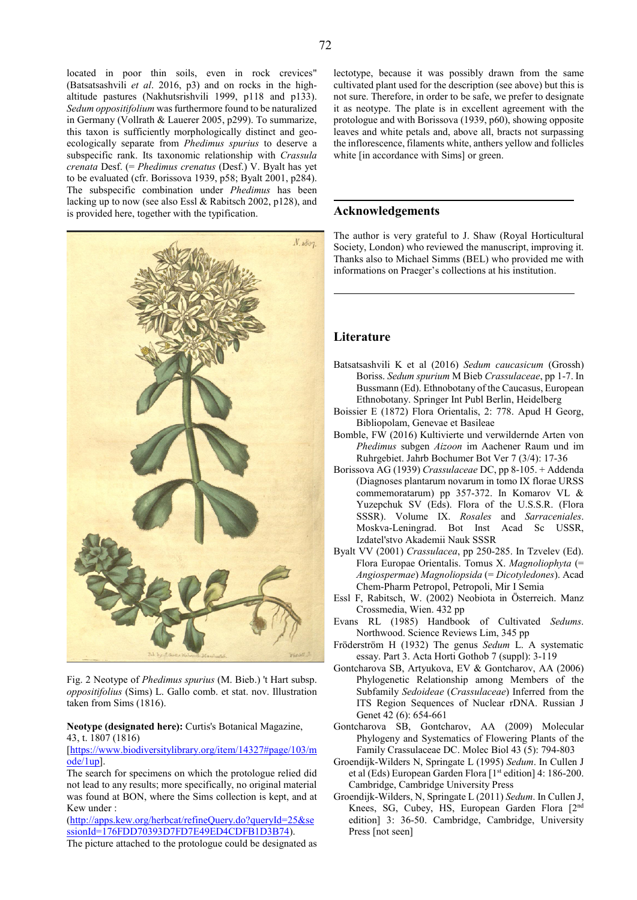located in poor thin soils, even in rock crevices" (Batsatsashvili *et al*. 2016, p3) and on rocks in the high-altitude pastures (Nakhutsrishvili 1999, p118 and p133). *Sedum oppositifolium* was furthermore found to be naturalized in Germany (Vollrath & Lauerer 2005, p299). To summarize, this taxon is sufficiently morphologically distinct and geo-ecologically separate from *Phedimus spurius* to deserve a subspecific rank. Its taxonomic relationship with *Crassula crenata* Desf. (= *Phedimus crenatus* (Desf.) V. Byalt has yet to be evaluated (cfr. Borissova 1939, p58; Byalt 2001, p284). The subspecific combination under *Phedimus* has been lacking up to now (see also Essl & Rabitsch 2002, p128), and is provided here, together with the typification.

Fig. 2 Neotype of *Phedimus spurius* (M. Bieb.) 't Hart subsp. *oppositifolius* (Sims) L. Gallo comb. et stat. nov. Illustration taken from Sims (1816).

**Neotype (designated here):** Curtis's Botanical Magazine, 43, t. 1807 (1816)
[https://www.biodiversitylibrary.org/item/14327#page/103/mode/1up].
The search for specimens on which the protologue relied did not lead to any results; more specifically, no original material was found at BON, where the Sims collection is kept, and at Kew under :
(http://apps.kew.org/herbcat/refineQuery.do?queryId=25&sessionId=176FDD70393D7FD7E49ED4CDFB1D3B74).
The picture attached to the protologue could be designated as lectotype, because it was possibly drawn from the same cultivated plant used for the description (see above) but this is not sure. Therefore, in order to be safe, we prefer to designate it as neotype. The plate is in excellent agreement with the protologue and with Borissova (1939, p60), showing opposite leaves and white petals and, above all, bracts not surpassing the inflorescence, filaments white, anthers yellow and follicles white [in accordance with Sims] or green.

## Acknowledgements

The author is very grateful to J. Shaw (Royal Horticultural Society, London) who reviewed the manuscript, improving it. Thanks also to Michael Simms (BEL) who provided me with informations on Praeger's collections at his institution.

## Literature

Batsatsashvili K et al (2016) *Sedum caucasicum* (Grossh) Boriss. *Sedum spurium* M Bieb *Crassulaceae*, pp 1-7. In Bussmann (Ed). Ethnobotany of the Caucasus, European Ethnobotany. Springer Int Publ Berlin, Heidelberg

Boissier E (1872) Flora Orientalis, 2: 778. Apud H Georg, Bibliopolam, Genevae et Basileae

Bomble, FW (2016) Kultivierte und verwildernde Arten von *Phedimus* subgen *Aizoon* im Aachener Raum und im Ruhrgebiet. Jahrb Bochumer Bot Ver 7 (3/4): 17-36

Borissova AG (1939) *Crassulaceae* DC, pp 8-105. + Addenda (Diagnoses plantarum novarum in tomo IX florae URSS commemoratarum) pp 357-372. In Komarov VL & Yuzepchuk SV (Eds). Flora of the U.S.S.R. (Flora SSSR). Volume IX. *Rosales* and *Sarraceniales*. Moskva-Leningrad. Bot Inst Acad Sc USSR, Izdatel'stvo Akademii Nauk SSSR

Byalt VV (2001) *Crassulacea*, pp 250-285. In Tzvelev (Ed). Flora Europae Orientalis. Tomus X. *Magnoliophyta* (= *Angiospermae*) *Magnoliopsida* (= *Dicotyledones*). Acad Chem-Pharm Petropol, Petropoli, Mir I Semia

Essl F, Rabitsch, W. (2002) Neobiota in Österreich. Manz Crossmedia, Wien. 432 pp

Evans RL (1985) Handbook of Cultivated *Sedums*. Northwood. Science Reviews Lim, 345 pp

Fröderström H (1932) The genus *Sedum* L. A systematic essay. Part 3. Acta Horti Gothob 7 (suppl): 3-119

Gontcharova SB, Artyukova, EV & Gontcharov, AA (2006) Phylogenetic Relationship among Members of the Subfamily *Sedoideae* (*Crassulaceae*) Inferred from the ITS Region Sequences of Nuclear rDNA. Russian J Genet 42 (6): 654-661

Gontcharova SB, Gontcharov, AA (2009) Molecular Phylogeny and Systematics of Flowering Plants of the Family Crassulaceae DC. Molec Biol 43 (5): 794-803

Groendijk-Wilders N, Springate L (1995) *Sedum*. In Cullen J et al (Eds) European Garden Flora [1st edition] 4: 186-200. Cambridge, Cambridge University Press

Groendijk-Wilders N, Springate L (2011) *Sedum*. In Cullen J, Knees, SG, Cubey, HS, European Garden Flora [2nd edition] 3: 36-50. Cambridge, Cambridge, University Press [not seen]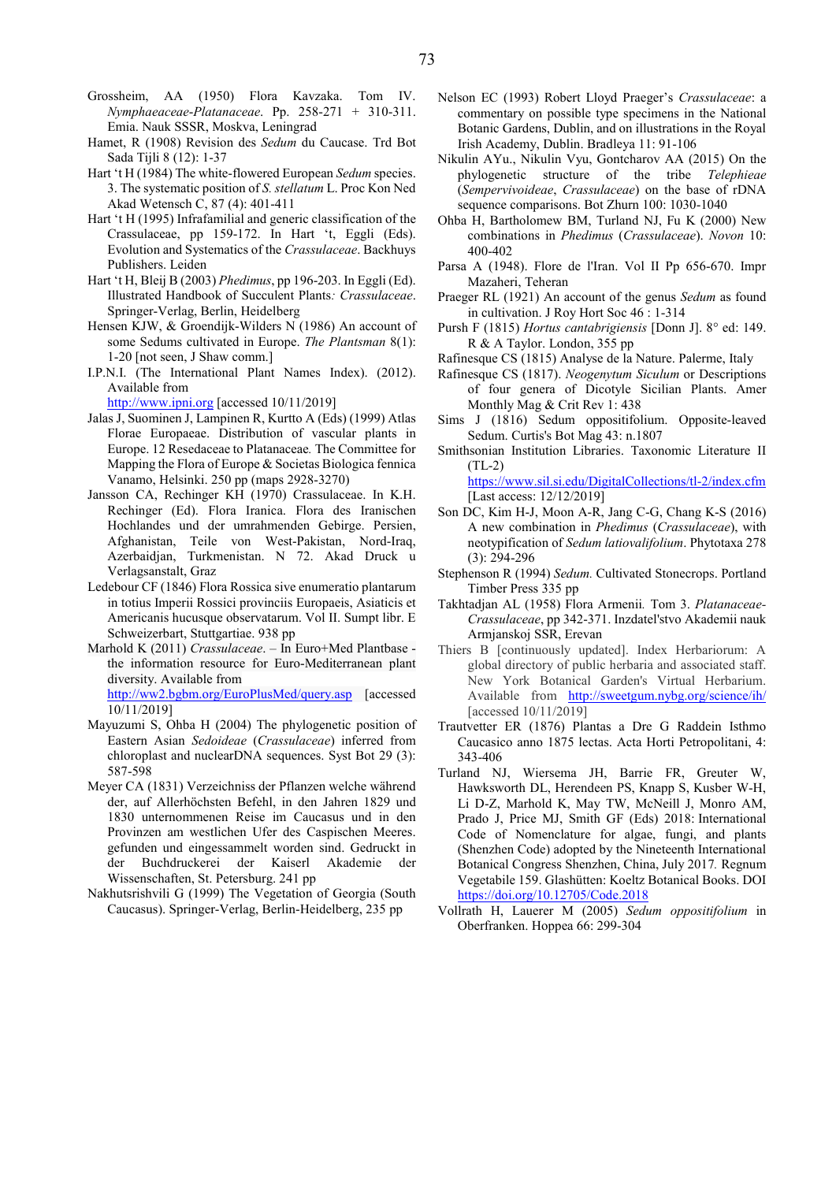Grossheim, AA (1950) Flora Kavzaka. Tom IV. *Nymphaeaceae-Platanaceae*. Pp. 258-271 + 310-311. Emia. Nauk SSSR, Moskva, Leningrad

Hamet, R (1908) Revision des *Sedum* du Caucase. Trd Bot Sada Tijli 8 (12): 1-37

Hart 't H (1984) The white-flowered European *Sedum* species. 3. The systematic position of *S. stellatum* L. Proc Kon Ned Akad Wetensch C, 87 (4): 401-411

Hart 't H (1995) Infrafamilial and generic classification of the Crassulaceae, pp 159-172. In Hart 't, Eggli (Eds). Evolution and Systematics of the *Crassulaceae*. Backhuys Publishers. Leiden

Hart 't H, Bleij B (2003) *Phedimus*, pp 196-203. In Eggli (Ed). Illustrated Handbook of Succulent Plants*: Crassulaceae*. Springer-Verlag, Berlin, Heidelberg

Hensen KJW, & Groendijk-Wilders N (1986) An account of some Sedums cultivated in Europe. *The Plantsman* 8(1): 1-20 [not seen, J Shaw comm.]

I.P.N.I. (The International Plant Names Index). (2012). Available from http://www.ipni.org [accessed 10/11/2019]

Jalas J, Suominen J, Lampinen R, Kurtto A (Eds) (1999) Atlas Florae Europaeae. Distribution of vascular plants in Europe. 12 Resedaceae to Platanaceae. The Committee for Mapping the Flora of Europe & Societas Biologica fennica Vanamo, Helsinki. 250 pp (maps 2928-3270)

Jansson CA, Rechinger KH (1970) Crassulaceae. In K.H. Rechinger (Ed). Flora Iranica. Flora des Iranischen Hochlandes und der umrahmenden Gebirge. Persien, Afghanistan, Teile von West-Pakistan, Nord-Iraq, Azerbaidjan, Turkmenistan. N 72. Akad Druck u Verlagsanstalt, Graz

Ledebour CF (1846) Flora Rossica sive enumeratio plantarum in totius Imperii Rossici provinciis Europaeis, Asiaticis et Americanis hucusque observatarum. Vol II. Sumpt libr. E Schweizerbart, Stuttgartiae. 938 pp

Marhold K (2011) *Crassulaceae*. – In Euro+Med Plantbase - the information resource for Euro-Mediterranean plant diversity. Available from http://ww2.bgbm.org/EuroPlusMed/query.asp [accessed 10/11/2019]

Mayuzumi S, Ohba H (2004) The phylogenetic position of Eastern Asian *Sedoideae* (*Crassulaceae*) inferred from chloroplast and nuclearDNA sequences. Syst Bot 29 (3): 587-598

Meyer CA (1831) Verzeichniss der Pflanzen welche während der, auf Allerhöchsten Befehl, in den Jahren 1829 und 1830 unternommenen Reise im Caucasus und in den Provinzen am westlichen Ufer des Caspischen Meeres. gefunden und eingesammelt worden sind. Gedruckt in der Buchdruckerei der Kaiserl Akademie der Wissenschaften, St. Petersburg. 241 pp

Nakhutsrishvili G (1999) The Vegetation of Georgia (South Caucasus). Springer-Verlag, Berlin-Heidelberg, 235 pp

Nelson EC (1993) Robert Lloyd Praeger's *Crassulaceae*: a commentary on possible type specimens in the National Botanic Gardens, Dublin, and on illustrations in the Royal Irish Academy, Dublin. Bradleya 11: 91-106

Nikulin AYu., Nikulin Vyu, Gontcharov AA (2015) On the phylogenetic structure of the tribe *Telephieae* (*Sempervivoideae*, *Crassulaceae*) on the base of rDNA sequence comparisons. Bot Zhurn 100: 1030-1040

Ohba H, Bartholomew BM, Turland NJ, Fu K (2000) New combinations in *Phedimus* (*Crassulaceae*). *Novon* 10: 400-402

Parsa A (1948). Flore de l'Iran. Vol II Pp 656-670. Impr Mazaheri, Teheran

Praeger RL (1921) An account of the genus *Sedum* as found in cultivation. J Roy Hort Soc 46 : 1-314

Pursh F (1815) *Hortus cantabrigiensis* [Donn J]. 8° ed: 149. R & A Taylor. London, 355 pp

Rafinesque CS (1815) Analyse de la Nature. Palerme, Italy

Rafinesque CS (1817). *Neogenytum Siculum* or Descriptions of four genera of Dicotyle Sicilian Plants. Amer Monthly Mag & Crit Rev 1: 438

Sims J (1816) Sedum oppositifolium. Opposite-leaved Sedum. Curtis's Bot Mag 43: n.1807

Smithsonian Institution Libraries. Taxonomic Literature II (TL-2) https://www.sil.si.edu/DigitalCollections/tl-2/index.cfm [Last access: 12/12/2019]

Son DC, Kim H-J, Moon A-R, Jang C-G, Chang K-S (2016) A new combination in *Phedimus* (*Crassulaceae*), with neotypification of *Sedum latiovalifolium*. Phytotaxa 278 (3): 294-296

Stephenson R (1994) *Sedum.* Cultivated Stonecrops. Portland Timber Press 335 pp

Takhtadjan AL (1958) Flora Armenii*.* Tom 3. *Platanaceae-Crassulaceae*, pp 342-371. Inzdatel'stvo Akademii nauk Armjanskoj SSR, Erevan

Thiers B [continuously updated]. Index Herbariorum: A global directory of public herbaria and associated staff. New York Botanical Garden's Virtual Herbarium. Available from http://sweetgum.nybg.org/science/ih/ [accessed 10/11/2019]

Trautvetter ER (1876) Plantas a Dre G Raddein Isthmo Caucasico anno 1875 lectas. Acta Horti Petropolitani, 4: 343-406

Turland NJ, Wiersema JH, Barrie FR, Greuter W, Hawksworth DL, Herendeen PS, Knapp S, Kusber W-H, Li D-Z, Marhold K, May TW, McNeill J, Monro AM, Prado J, Price MJ, Smith GF (Eds) 2018: International Code of Nomenclature for algae, fungi, and plants (Shenzhen Code) adopted by the Nineteenth International Botanical Congress Shenzhen, China, July 2017*.* Regnum Vegetabile 159. Glashütten: Koeltz Botanical Books. DOI https://doi.org/10.12705/Code.2018

Vollrath H, Lauerer M (2005) *Sedum oppositifolium* in Oberfranken. Hoppea 66: 299-304